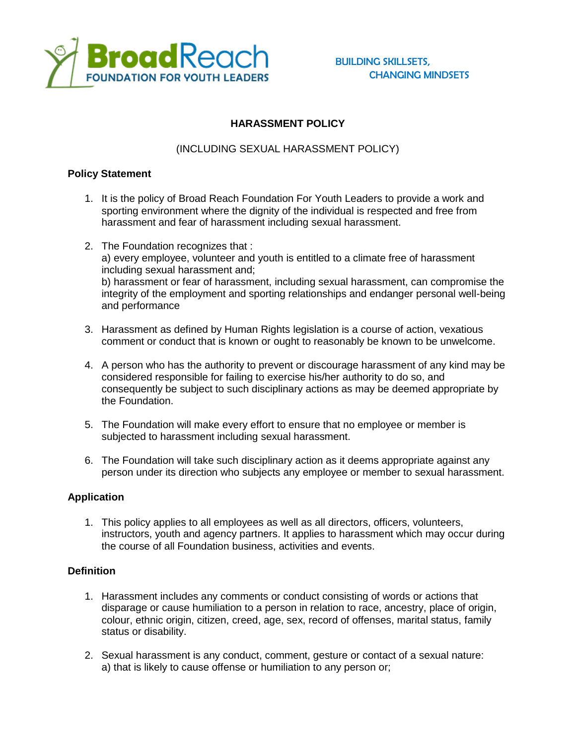BroadReach
FOUNDATION FOR YOUTH LEADERS

BUILDING SKILLSETS,
CHANGING MINDSETS

# HARASSMENT POLICY

(INCLUDING SEXUAL HARASSMENT POLICY)

## Policy Statement

1. It is the policy of Broad Reach Foundation For Youth Leaders to provide a work and sporting environment where the dignity of the individual is respected and free from harassment and fear of harassment including sexual harassment.

2. The Foundation recognizes that :
   a) every employee, volunteer and youth is entitled to a climate free of harassment including sexual harassment and;
   b) harassment or fear of harassment, including sexual harassment, can compromise the integrity of the employment and sporting relationships and endanger personal well-being and performance

3. Harassment as defined by Human Rights legislation is a course of action, vexatious comment or conduct that is known or ought to reasonably be known to be unwelcome.

4. A person who has the authority to prevent or discourage harassment of any kind may be considered responsible for failing to exercise his/her authority to do so, and consequently be subject to such disciplinary actions as may be deemed appropriate by the Foundation.

5. The Foundation will make every effort to ensure that no employee or member is subjected to harassment including sexual harassment.

6. The Foundation will take such disciplinary action as it deems appropriate against any person under its direction who subjects any employee or member to sexual harassment.

## Application

1. This policy applies to all employees as well as all directors, officers, volunteers, instructors, youth and agency partners. It applies to harassment which may occur during the course of all Foundation business, activities and events.

## Definition

1. Harassment includes any comments or conduct consisting of words or actions that disparage or cause humiliation to a person in relation to race, ancestry, place of origin, colour, ethnic origin, citizen, creed, age, sex, record of offenses, marital status, family status or disability.

2. Sexual harassment is any conduct, comment, gesture or contact of a sexual nature:
   a) that is likely to cause offense or humiliation to any person or;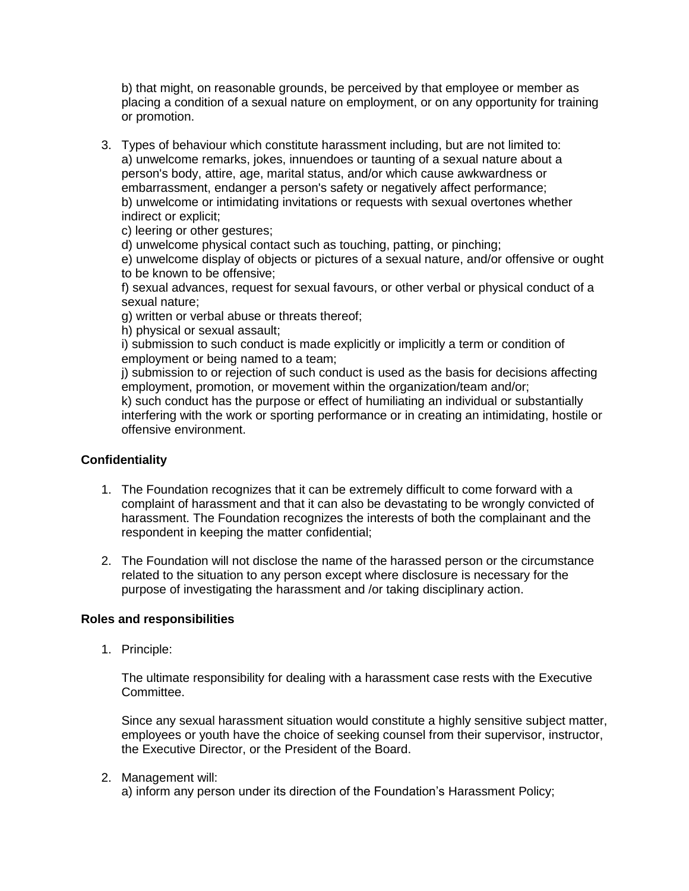b) that might, on reasonable grounds, be perceived by that employee or member as placing a condition of a sexual nature on employment, or on any opportunity for training or promotion.

3. Types of behaviour which constitute harassment including, but are not limited to:
   a) unwelcome remarks, jokes, innuendoes or taunting of a sexual nature about a person's body, attire, age, marital status, and/or which cause awkwardness or embarrassment, endanger a person's safety or negatively affect performance;
   b) unwelcome or intimidating invitations or requests with sexual overtones whether indirect or explicit;
   c) leering or other gestures;
   d) unwelcome physical contact such as touching, patting, or pinching;
   e) unwelcome display of objects or pictures of a sexual nature, and/or offensive or ought to be known to be offensive;
   f) sexual advances, request for sexual favours, or other verbal or physical conduct of a sexual nature;
   g) written or verbal abuse or threats thereof;
   h) physical or sexual assault;
   i) submission to such conduct is made explicitly or implicitly a term or condition of employment or being named to a team;
   j) submission to or rejection of such conduct is used as the basis for decisions affecting employment, promotion, or movement within the organization/team and/or;
   k) such conduct has the purpose or effect of humiliating an individual or substantially interfering with the work or sporting performance or in creating an intimidating, hostile or offensive environment.

**Confidentiality**

1. The Foundation recognizes that it can be extremely difficult to come forward with a complaint of harassment and that it can also be devastating to be wrongly convicted of harassment. The Foundation recognizes the interests of both the complainant and the respondent in keeping the matter confidential;

2. The Foundation will not disclose the name of the harassed person or the circumstance related to the situation to any person except where disclosure is necessary for the purpose of investigating the harassment and /or taking disciplinary action.

**Roles and responsibilities**

1. Principle:

   The ultimate responsibility for dealing with a harassment case rests with the Executive Committee.

   Since any sexual harassment situation would constitute a highly sensitive subject matter, employees or youth have the choice of seeking counsel from their supervisor, instructor, the Executive Director, or the President of the Board.

2. Management will:
   a) inform any person under its direction of the Foundation's Harassment Policy;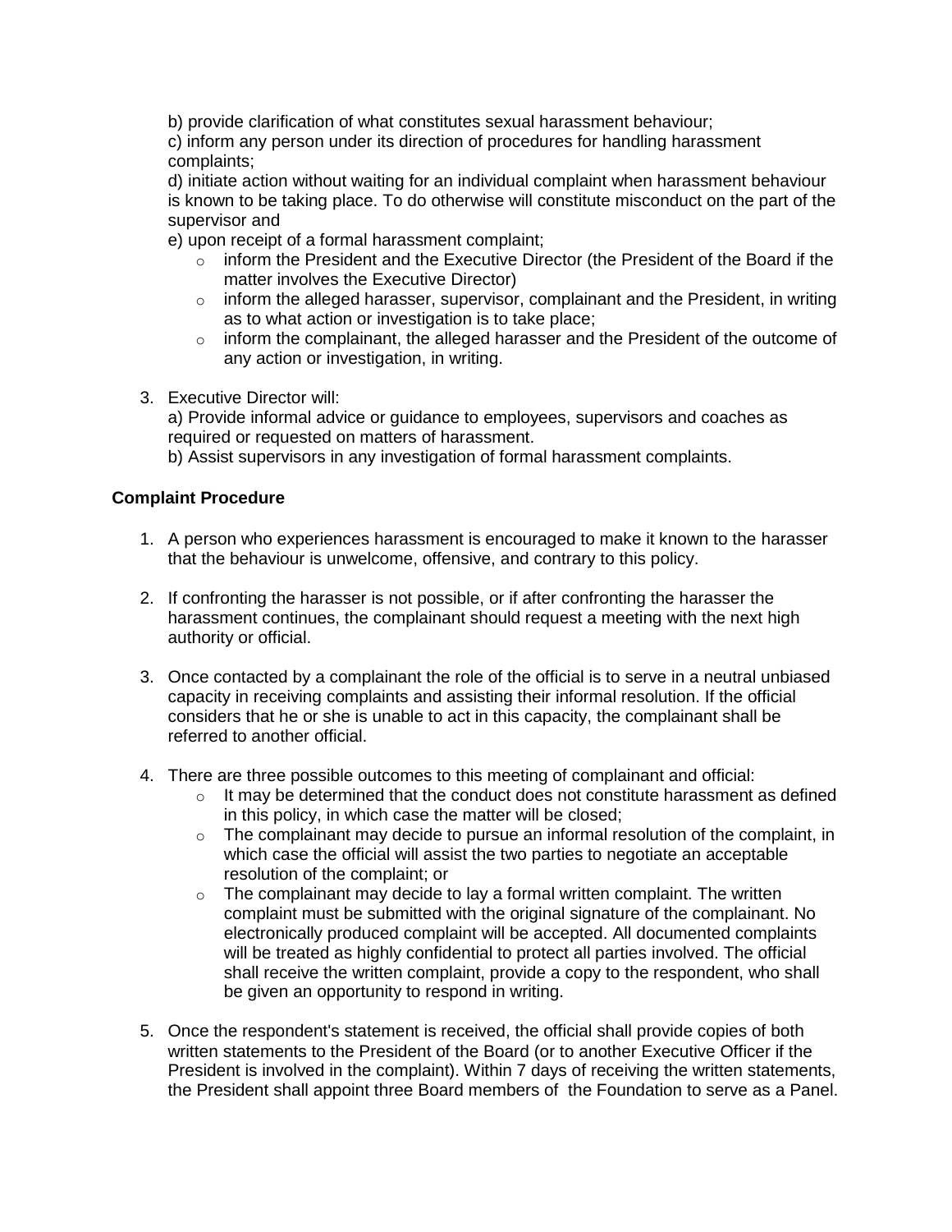b) provide clarification of what constitutes sexual harassment behaviour;
c) inform any person under its direction of procedures for handling harassment complaints;
d) initiate action without waiting for an individual complaint when harassment behaviour is known to be taking place. To do otherwise will constitute misconduct on the part of the supervisor and
e) upon receipt of a formal harassment complaint;

- inform the President and the Executive Director (the President of the Board if the matter involves the Executive Director)
- inform the alleged harasser, supervisor, complainant and the President, in writing as to what action or investigation is to take place;
- inform the complainant, the alleged harasser and the President of the outcome of any action or investigation, in writing.

3. Executive Director will:
   a) Provide informal advice or guidance to employees, supervisors and coaches as required or requested on matters of harassment.
   b) Assist supervisors in any investigation of formal harassment complaints.

**Complaint Procedure**

1. A person who experiences harassment is encouraged to make it known to the harasser that the behaviour is unwelcome, offensive, and contrary to this policy.

2. If confronting the harasser is not possible, or if after confronting the harasser the harassment continues, the complainant should request a meeting with the next high authority or official.

3. Once contacted by a complainant the role of the official is to serve in a neutral unbiased capacity in receiving complaints and assisting their informal resolution. If the official considers that he or she is unable to act in this capacity, the complainant shall be referred to another official.

4. There are three possible outcomes to this meeting of complainant and official:
   - It may be determined that the conduct does not constitute harassment as defined in this policy, in which case the matter will be closed;
   - The complainant may decide to pursue an informal resolution of the complaint, in which case the official will assist the two parties to negotiate an acceptable resolution of the complaint; or
   - The complainant may decide to lay a formal written complaint. The written complaint must be submitted with the original signature of the complainant. No electronically produced complaint will be accepted. All documented complaints will be treated as highly confidential to protect all parties involved. The official shall receive the written complaint, provide a copy to the respondent, who shall be given an opportunity to respond in writing.

5. Once the respondent's statement is received, the official shall provide copies of both written statements to the President of the Board (or to another Executive Officer if the President is involved in the complaint). Within 7 days of receiving the written statements, the President shall appoint three Board members of the Foundation to serve as a Panel.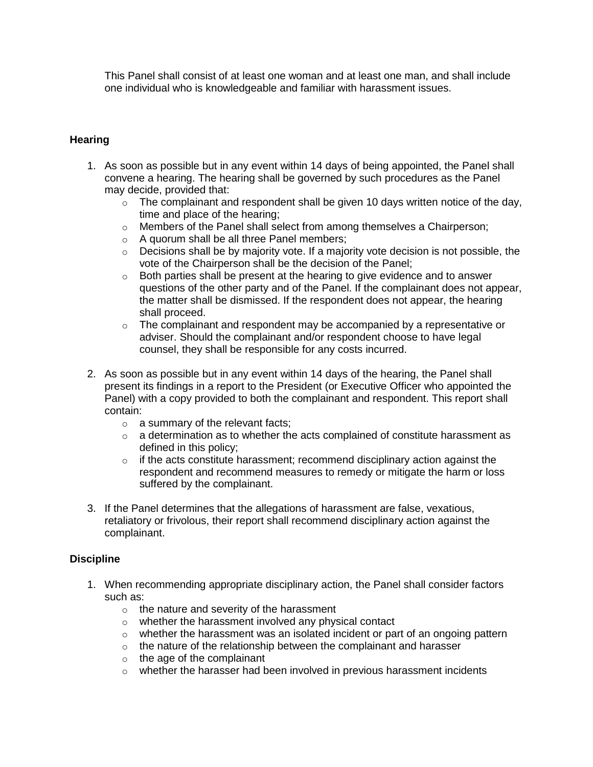This Panel shall consist of at least one woman and at least one man, and shall include one individual who is knowledgeable and familiar with harassment issues.

**Hearing**

1. As soon as possible but in any event within 14 days of being appointed, the Panel shall convene a hearing. The hearing shall be governed by such procedures as the Panel may decide, provided that:
    - The complainant and respondent shall be given 10 days written notice of the day, time and place of the hearing;
    - Members of the Panel shall select from among themselves a Chairperson;
    - A quorum shall be all three Panel members;
    - Decisions shall be by majority vote. If a majority vote decision is not possible, the vote of the Chairperson shall be the decision of the Panel;
    - Both parties shall be present at the hearing to give evidence and to answer questions of the other party and of the Panel. If the complainant does not appear, the matter shall be dismissed. If the respondent does not appear, the hearing shall proceed.
    - The complainant and respondent may be accompanied by a representative or adviser. Should the complainant and/or respondent choose to have legal counsel, they shall be responsible for any costs incurred.
2. As soon as possible but in any event within 14 days of the hearing, the Panel shall present its findings in a report to the President (or Executive Officer who appointed the Panel) with a copy provided to both the complainant and respondent. This report shall contain:
    - a summary of the relevant facts;
    - a determination as to whether the acts complained of constitute harassment as defined in this policy;
    - if the acts constitute harassment; recommend disciplinary action against the respondent and recommend measures to remedy or mitigate the harm or loss suffered by the complainant.
3. If the Panel determines that the allegations of harassment are false, vexatious, retaliatory or frivolous, their report shall recommend disciplinary action against the complainant.

**Discipline**

1. When recommending appropriate disciplinary action, the Panel shall consider factors such as:
    - the nature and severity of the harassment
    - whether the harassment involved any physical contact
    - whether the harassment was an isolated incident or part of an ongoing pattern
    - the nature of the relationship between the complainant and harasser
    - the age of the complainant
    - whether the harasser had been involved in previous harassment incidents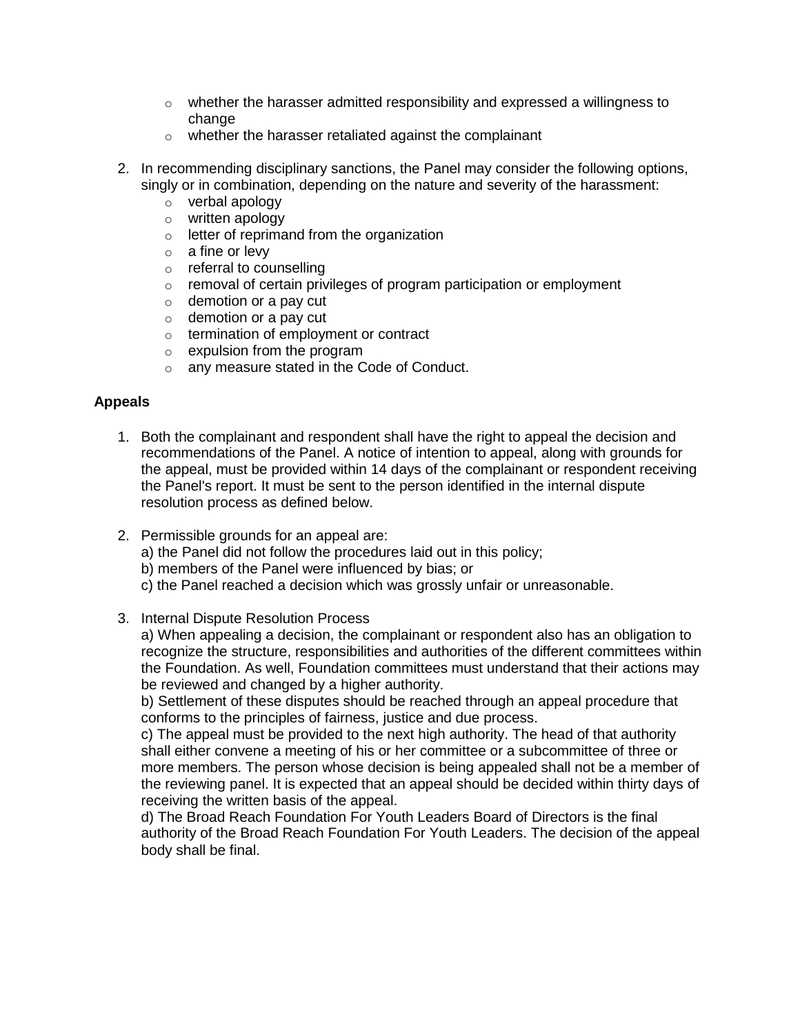- whether the harasser admitted responsibility and expressed a willingness to change
- whether the harasser retaliated against the complainant

2. In recommending disciplinary sanctions, the Panel may consider the following options, singly or in combination, depending on the nature and severity of the harassment:
   - verbal apology
   - written apology
   - letter of reprimand from the organization
   - a fine or levy
   - referral to counselling
   - removal of certain privileges of program participation or employment
   - demotion or a pay cut
   - demotion or a pay cut
   - termination of employment or contract
   - expulsion from the program
   - any measure stated in the Code of Conduct.

**Appeals**

1. Both the complainant and respondent shall have the right to appeal the decision and recommendations of the Panel. A notice of intention to appeal, along with grounds for the appeal, must be provided within 14 days of the complainant or respondent receiving the Panel's report. It must be sent to the person identified in the internal dispute resolution process as defined below.

2. Permissible grounds for an appeal are:
   a) the Panel did not follow the procedures laid out in this policy;
   b) members of the Panel were influenced by bias; or
   c) the Panel reached a decision which was grossly unfair or unreasonable.

3. Internal Dispute Resolution Process
   a) When appealing a decision, the complainant or respondent also has an obligation to recognize the structure, responsibilities and authorities of the different committees within the Foundation. As well, Foundation committees must understand that their actions may be reviewed and changed by a higher authority.
   b) Settlement of these disputes should be reached through an appeal procedure that conforms to the principles of fairness, justice and due process.
   c) The appeal must be provided to the next high authority. The head of that authority shall either convene a meeting of his or her committee or a subcommittee of three or more members. The person whose decision is being appealed shall not be a member of the reviewing panel. It is expected that an appeal should be decided within thirty days of receiving the written basis of the appeal.
   d) The Broad Reach Foundation For Youth Leaders Board of Directors is the final authority of the Broad Reach Foundation For Youth Leaders. The decision of the appeal body shall be final.